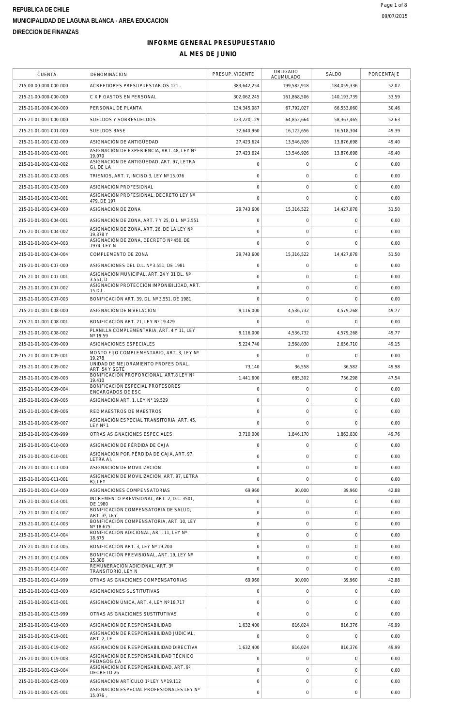REPUBLICA DE CHILE

MUNICIPALIDAD DE LAGUNA BLANCA - AREA EDUCACION

DIRECCION DE FINANZAS

09/07/2015

# INFORME GENERAL PRESUPUESTARIO

## AL MES DE JUNIO

| CUENTA | DENOMINACION | PRESUP. VIGENTE | OBLIGADO ACUMULADO | SALDO | PORCENTAJE |
|---|---|---|---|---|---|
| 215-00-00-000-000-000 | ACREEDORES PRESUPUESTARIOS 121.. | 383,642,254 | 199,582,918 | 184,059,336 | 52.02 |
| 215-21-00-000-000-000 | C X P GASTOS EN PERSONAL | 302,062,245 | 161,868,506 | 140,193,739 | 53.59 |
| 215-21-01-000-000-000 | PERSONAL DE PLANTA | 134,345,087 | 67,792,027 | 66,553,060 | 50.46 |
| 215-21-01-001-000-000 | SUELDOS Y SOBRESUELDOS | 123,220,129 | 64,852,664 | 58,367,465 | 52.63 |
| 215-21-01-001-001-000 | SUELDOS BASE | 32,640,960 | 16,122,656 | 16,518,304 | 49.39 |
| 215-21-01-001-002-000 | ASIGNACIÓN DE ANTIGÜEDAD | 27,423,624 | 13,546,926 | 13,876,698 | 49.40 |
| 215-21-01-001-002-001 | ASIGNACIÓN DE EXPERIENCIA, ART. 48, LEY Nº 19.070 | 27,423,624 | 13,546,926 | 13,876,698 | 49.40 |
| 215-21-01-001-002-002 | ASIGNACIÓN DE ANTIGÜEDAD, ART. 97, LETRA G), DE LA | 0 | 0 | 0 | 0.00 |
| 215-21-01-001-002-003 | TRIENIOS, ART. 7, INCISO 3, LEY Nº 15.076 | 0 | 0 | 0 | 0.00 |
| 215-21-01-001-003-000 | ASIGNACIÓN PROFESIONAL | 0 | 0 | 0 | 0.00 |
| 215-21-01-001-003-001 | ASIGNACIÓN PROFESIONAL, DECRETO LEY Nº 479, DE 197 | 0 | 0 | 0 | 0.00 |
| 215-21-01-001-004-000 | ASIGNACIÓN DE ZONA | 29,743,600 | 15,316,522 | 14,427,078 | 51.50 |
| 215-21-01-001-004-001 | ASIGNACIÓN DE ZONA, ART. 7 Y 25, D.L. Nº 3.551 | 0 | 0 | 0 | 0.00 |
| 215-21-01-001-004-002 | ASIGNACIÓN DE ZONA, ART. 26, DE LA LEY Nº 19.378 Y | 0 | 0 | 0 | 0.00 |
| 215-21-01-001-004-003 | ASIGNACIÓN DE ZONA, DECRETO Nº 450, DE 1974, LEY N | 0 | 0 | 0 | 0.00 |
| 215-21-01-001-004-004 | COMPLEMENTO DE ZONA | 29,743,600 | 15,316,522 | 14,427,078 | 51.50 |
| 215-21-01-001-007-000 | ASIGNACIONES DEL D.L. Nº 3.551, DE 1981 | 0 | 0 | 0 | 0.00 |
| 215-21-01-001-007-001 | ASIGNACIÓN MUNICIPAL, ART. 24 Y 31 DL. Nº 3.551, D | 0 | 0 | 0 | 0.00 |
| 215-21-01-001-007-002 | ASIGNACIÓN PROTECCIÓN IMPONIBILIDAD, ART. 15 D.L. | 0 | 0 | 0 | 0.00 |
| 215-21-01-001-007-003 | BONIFICACIÓN ART. 39, DL. Nº 3.551, DE 1981 | 0 | 0 | 0 | 0.00 |
| 215-21-01-001-008-000 | ASIGNACIÓN DE NIVELACIÓN | 9,116,000 | 4,536,732 | 4,579,268 | 49.77 |
| 215-21-01-001-008-001 | BONIFICACIÓN ART. 21, LEY Nº 19.429 | 0 | 0 | 0 | 0.00 |
| 215-21-01-001-008-002 | PLANILLA COMPLEMENTARIA, ART. 4 Y 11, LEY Nº 19.59 | 9,116,000 | 4,536,732 | 4,579,268 | 49.77 |
| 215-21-01-001-009-000 | ASIGNACIONES ESPECIALES | 5,224,740 | 2,568,030 | 2,656,710 | 49.15 |
| 215-21-01-001-009-001 | MONTO FIJO COMPLEMENTARIO, ART. 3, LEY Nº 19.278 | 0 | 0 | 0 | 0.00 |
| 215-21-01-001-009-002 | UNIDAD DE MEJORAMIENTO PROFESIONAL, ART. 54 Y SGTE | 73,140 | 36,558 | 36,582 | 49.98 |
| 215-21-01-001-009-003 | BONIFICACIÓN PROPORCIONAL, ART.8 LEY Nº 19.410 | 1,441,600 | 685,302 | 756,298 | 47.54 |
| 215-21-01-001-009-004 | BONIFICACIÓN ESPECIAL PROFESORES ENCARGADOS DE ESC | 0 | 0 | 0 | 0.00 |
| 215-21-01-001-009-005 | ASIGNACIÓN ART. 1, LEY N° 19.529 | 0 | 0 | 0 | 0.00 |
| 215-21-01-001-009-006 | RED MAESTROS DE MAESTROS | 0 | 0 | 0 | 0.00 |
| 215-21-01-001-009-007 | ASIGNACIÓN ESPECIAL TRANSITORIA, ART. 45, LEY Nº 1 | 0 | 0 | 0 | 0.00 |
| 215-21-01-001-009-999 | OTRAS ASIGNACIONES ESPECIALES | 3,710,000 | 1,846,170 | 1,863,830 | 49.76 |
| 215-21-01-001-010-000 | ASIGNACIÓN DE PÉRDIDA DE CAJA | 0 | 0 | 0 | 0.00 |
| 215-21-01-001-010-001 | ASIGNACIÓN POR PÉRDIDA DE CAJA, ART. 97, LETRA A), | 0 | 0 | 0 | 0.00 |
| 215-21-01-001-011-000 | ASIGNACIÓN DE MOVILIZACIÓN | 0 | 0 | 0 | 0.00 |
| 215-21-01-001-011-001 | ASIGNACIÓN DE MOVILIZACIÓN, ART. 97, LETRA B), LEY | 0 | 0 | 0 | 0.00 |
| 215-21-01-001-014-000 | ASIGNACIONES COMPENSATORIAS | 69,960 | 30,000 | 39,960 | 42.88 |
| 215-21-01-001-014-001 | INCREMENTO PREVISIONAL, ART. 2, D.L. 3501, DE 1980 | 0 | 0 | 0 | 0.00 |
| 215-21-01-001-014-002 | BONIFICACIÓN COMPENSATORIA DE SALUD, ART. 3º, LEY | 0 | 0 | 0 | 0.00 |
| 215-21-01-001-014-003 | BONIFICACIÓN COMPENSATORIA, ART. 10, LEY Nº 18.675 | 0 | 0 | 0 | 0.00 |
| 215-21-01-001-014-004 | BONIFICACIÓN ADICIONAL, ART. 11, LEY Nº 18.675 | 0 | 0 | 0 | 0.00 |
| 215-21-01-001-014-005 | BONIFICACIÓN ART. 3, LEY Nº 19.200 | 0 | 0 | 0 | 0.00 |
| 215-21-01-001-014-006 | BONIFICACIÓN PREVISIONAL, ART. 19, LEY Nº 15.386 | 0 | 0 | 0 | 0.00 |
| 215-21-01-001-014-007 | REMUNERACIÓN ADICIONAL, ART. 3º TRANSITORIO, LEY N | 0 | 0 | 0 | 0.00 |
| 215-21-01-001-014-999 | OTRAS ASIGNACIONES COMPENSATORIAS | 69,960 | 30,000 | 39,960 | 42.88 |
| 215-21-01-001-015-000 | ASIGNACIONES SUSTITUTIVAS | 0 | 0 | 0 | 0.00 |
| 215-21-01-001-015-001 | ASIGNACIÓN ÚNICA, ART. 4, LEY Nº 18.717 | 0 | 0 | 0 | 0.00 |
| 215-21-01-001-015-999 | OTRAS ASIGNACIONES SUSTITUTIVAS | 0 | 0 | 0 | 0.00 |
| 215-21-01-001-019-000 | ASIGNACIÓN DE RESPONSABILIDAD | 1,632,400 | 816,024 | 816,376 | 49.99 |
| 215-21-01-001-019-001 | ASIGNACIÓN DE RESPONSABILIDAD JUDICIAL, ART. 2, LE | 0 | 0 | 0 | 0.00 |
| 215-21-01-001-019-002 | ASIGNACIÓN DE RESPONSABILIDAD DIRECTIVA | 1,632,400 | 816,024 | 816,376 | 49.99 |
| 215-21-01-001-019-003 | ASIGNACIÓN DE RESPONSABILIDAD TÉCNICO PEDAGÓGICA | 0 | 0 | 0 | 0.00 |
| 215-21-01-001-019-004 | ASIGNACIÓN DE RESPONSABILIDAD, ART. 9º, DECRETO 25 | 0 | 0 | 0 | 0.00 |
| 215-21-01-001-025-000 | ASIGNACIÓN ARTÍCULO 1º LEY Nº 19.112 | 0 | 0 | 0 | 0.00 |
| 215-21-01-001-025-001 | ASIGNACIÓN ESPECIAL PROFESIONALES LEY Nº 15.076 , | 0 | 0 | 0 | 0.00 |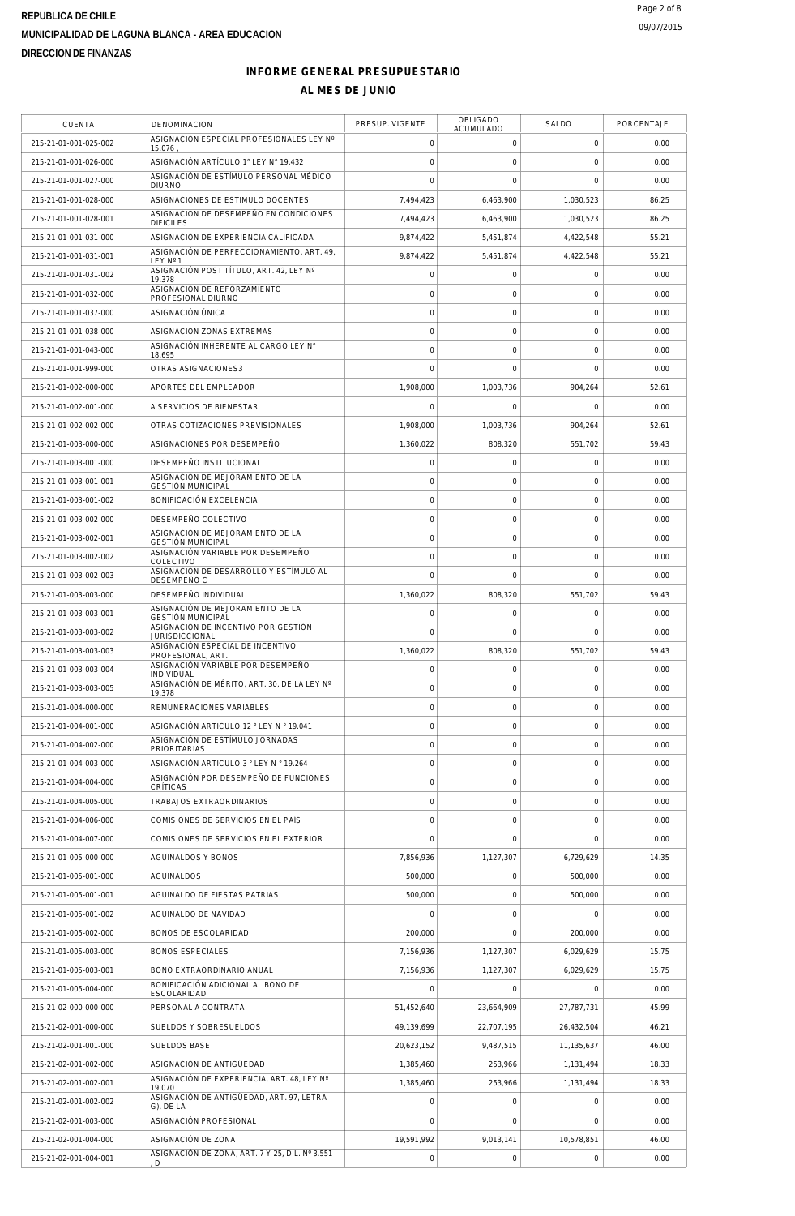REPUBLICA DE CHILE

MUNICIPALIDAD DE LAGUNA BLANCA - AREA EDUCACION

DIRECCION DE FINANZAS

## INFORME GENERAL PRESUPUESTARIO

## AL MES DE JUNIO

| CUENTA | DENOMINACION | PRESUP. VIGENTE | OBLIGADO ACUMULADO | SALDO | PORCENTAJE |
|---|---|---|---|---|---|
| 215-21-01-001-025-002 | ASIGNACIÓN ESPECIAL PROFESIONALES LEY Nº 15.076 , | 0 | 0 | 0 | 0.00 |
| 215-21-01-001-026-000 | ASIGNACIÓN ARTÍCULO 1° LEY N° 19.432 | 0 | 0 | 0 | 0.00 |
| 215-21-01-001-027-000 | ASIGNACIÓN DE ESTÍMULO PERSONAL MÉDICO DIURNO | 0 | 0 | 0 | 0.00 |
| 215-21-01-001-028-000 | ASIGNACIONES DE ESTIMULO DOCENTES | 7,494,423 | 6,463,900 | 1,030,523 | 86.25 |
| 215-21-01-001-028-001 | ASIGNACION DE DESEMPEÑO EN CONDICIONES DIFICILES | 7,494,423 | 6,463,900 | 1,030,523 | 86.25 |
| 215-21-01-001-031-000 | ASIGNACIÓN DE EXPERIENCIA CALIFICADA | 9,874,422 | 5,451,874 | 4,422,548 | 55.21 |
| 215-21-01-001-031-001 | ASIGNACIÓN DE PERFECCIONAMIENTO, ART. 49, LEY Nº 1 | 9,874,422 | 5,451,874 | 4,422,548 | 55.21 |
| 215-21-01-001-031-002 | ASIGNACIÓN POST TÍTULO, ART. 42, LEY Nº 19.378 | 0 | 0 | 0 | 0.00 |
| 215-21-01-001-032-000 | ASIGNACIÓN DE REFORZAMIENTO PROFESIONAL DIURNO | 0 | 0 | 0 | 0.00 |
| 215-21-01-001-037-000 | ASIGNACIÓN ÚNICA | 0 | 0 | 0 | 0.00 |
| 215-21-01-001-038-000 | ASIGNACION ZONAS EXTREMAS | 0 | 0 | 0 | 0.00 |
| 215-21-01-001-043-000 | ASIGNACIÓN INHERENTE AL CARGO LEY N° 18.695 | 0 | 0 | 0 | 0.00 |
| 215-21-01-001-999-000 | OTRAS ASIGNACIONES3 | 0 | 0 | 0 | 0.00 |
| 215-21-01-002-000-000 | APORTES DEL EMPLEADOR | 1,908,000 | 1,003,736 | 904,264 | 52.61 |
| 215-21-01-002-001-000 | A SERVICIOS DE BIENESTAR | 0 | 0 | 0 | 0.00 |
| 215-21-01-002-002-000 | OTRAS COTIZACIONES PREVISIONALES | 1,908,000 | 1,003,736 | 904,264 | 52.61 |
| 215-21-01-003-000-000 | ASIGNACIONES POR DESEMPEÑO | 1,360,022 | 808,320 | 551,702 | 59.43 |
| 215-21-01-003-001-000 | DESEMPEÑO INSTITUCIONAL | 0 | 0 | 0 | 0.00 |
| 215-21-01-003-001-001 | ASIGNACIÓN DE MEJORAMIENTO DE LA GESTIÓN MUNICIPAL | 0 | 0 | 0 | 0.00 |
| 215-21-01-003-001-002 | BONIFICACIÓN EXCELENCIA | 0 | 0 | 0 | 0.00 |
| 215-21-01-003-002-000 | DESEMPEÑO COLECTIVO | 0 | 0 | 0 | 0.00 |
| 215-21-01-003-002-001 | ASIGNACIÓN DE MEJORAMIENTO DE LA GESTIÓN MUNICIPAL | 0 | 0 | 0 | 0.00 |
| 215-21-01-003-002-002 | ASIGNACIÓN VARIABLE POR DESEMPEÑO COLECTIVO | 0 | 0 | 0 | 0.00 |
| 215-21-01-003-002-003 | ASIGNACIÓN DE DESARROLLO Y ESTÍMULO AL DESEMPEÑO C | 0 | 0 | 0 | 0.00 |
| 215-21-01-003-003-000 | DESEMPEÑO INDIVIDUAL | 1,360,022 | 808,320 | 551,702 | 59.43 |
| 215-21-01-003-003-001 | ASIGNACIÓN DE MEJORAMIENTO DE LA GESTIÓN MUNICIPAL | 0 | 0 | 0 | 0.00 |
| 215-21-01-003-003-002 | ASIGNACIÓN DE INCENTIVO POR GESTIÓN JURISDICCIONAL | 0 | 0 | 0 | 0.00 |
| 215-21-01-003-003-003 | ASIGNACIÓN ESPECIAL DE INCENTIVO PROFESIONAL, ART. | 1,360,022 | 808,320 | 551,702 | 59.43 |
| 215-21-01-003-003-004 | ASIGNACIÓN VARIABLE POR DESEMPEÑO INDIVIDUAL | 0 | 0 | 0 | 0.00 |
| 215-21-01-003-003-005 | ASIGNACIÓN DE MÉRITO, ART. 30, DE LA LEY Nº 19.378 | 0 | 0 | 0 | 0.00 |
| 215-21-01-004-000-000 | REMUNERACIONES VARIABLES | 0 | 0 | 0 | 0.00 |
| 215-21-01-004-001-000 | ASIGNACIÓN ARTICULO 12 ° LEY N ° 19.041 | 0 | 0 | 0 | 0.00 |
| 215-21-01-004-002-000 | ASIGNACIÓN DE ESTÍMULO JORNADAS PRIORITARIAS | 0 | 0 | 0 | 0.00 |
| 215-21-01-004-003-000 | ASIGNACIÓN ARTICULO 3 ° LEY N ° 19.264 | 0 | 0 | 0 | 0.00 |
| 215-21-01-004-004-000 | ASIGNACIÓN POR DESEMPEÑO DE FUNCIONES CRÍTICAS | 0 | 0 | 0 | 0.00 |
| 215-21-01-004-005-000 | TRABAJOS EXTRAORDINARIOS | 0 | 0 | 0 | 0.00 |
| 215-21-01-004-006-000 | COMISIONES DE SERVICIOS EN EL PAÍS | 0 | 0 | 0 | 0.00 |
| 215-21-01-004-007-000 | COMISIONES DE SERVICIOS EN EL EXTERIOR | 0 | 0 | 0 | 0.00 |
| 215-21-01-005-000-000 | AGUINALDOS Y BONOS | 7,856,936 | 1,127,307 | 6,729,629 | 14.35 |
| 215-21-01-005-001-000 | AGUINALDOS | 500,000 | 0 | 500,000 | 0.00 |
| 215-21-01-005-001-001 | AGUINALDO DE FIESTAS PATRIAS | 500,000 | 0 | 500,000 | 0.00 |
| 215-21-01-005-001-002 | AGUINALDO DE NAVIDAD | 0 | 0 | 0 | 0.00 |
| 215-21-01-005-002-000 | BONOS DE ESCOLARIDAD | 200,000 | 0 | 200,000 | 0.00 |
| 215-21-01-005-003-000 | BONOS ESPECIALES | 7,156,936 | 1,127,307 | 6,029,629 | 15.75 |
| 215-21-01-005-003-001 | BONO EXTRAORDINARIO ANUAL | 7,156,936 | 1,127,307 | 6,029,629 | 15.75 |
| 215-21-01-005-004-000 | BONIFICACIÓN ADICIONAL AL BONO DE ESCOLARIDAD | 0 | 0 | 0 | 0.00 |
| 215-21-02-000-000-000 | PERSONAL A CONTRATA | 51,452,640 | 23,664,909 | 27,787,731 | 45.99 |
| 215-21-02-001-000-000 | SUELDOS Y SOBRESUELDOS | 49,139,699 | 22,707,195 | 26,432,504 | 46.21 |
| 215-21-02-001-001-000 | SUELDOS BASE | 20,623,152 | 9,487,515 | 11,135,637 | 46.00 |
| 215-21-02-001-002-000 | ASIGNACIÓN DE ANTIGÜEDAD | 1,385,460 | 253,966 | 1,131,494 | 18.33 |
| 215-21-02-001-002-001 | ASIGNACIÓN DE EXPERIENCIA, ART. 48, LEY Nº 19.070 | 1,385,460 | 253,966 | 1,131,494 | 18.33 |
| 215-21-02-001-002-002 | ASIGNACIÓN DE ANTIGÜEDAD, ART. 97, LETRA G), DE LA | 0 | 0 | 0 | 0.00 |
| 215-21-02-001-003-000 | ASIGNACIÓN PROFESIONAL | 0 | 0 | 0 | 0.00 |
| 215-21-02-001-004-000 | ASIGNACIÓN DE ZONA | 19,591,992 | 9,013,141 | 10,578,851 | 46.00 |
| 215-21-02-001-004-001 | ASIGNACIÓN DE ZONA, ART. 7 Y 25, D.L. Nº 3.551 , D | 0 | 0 | 0 | 0.00 |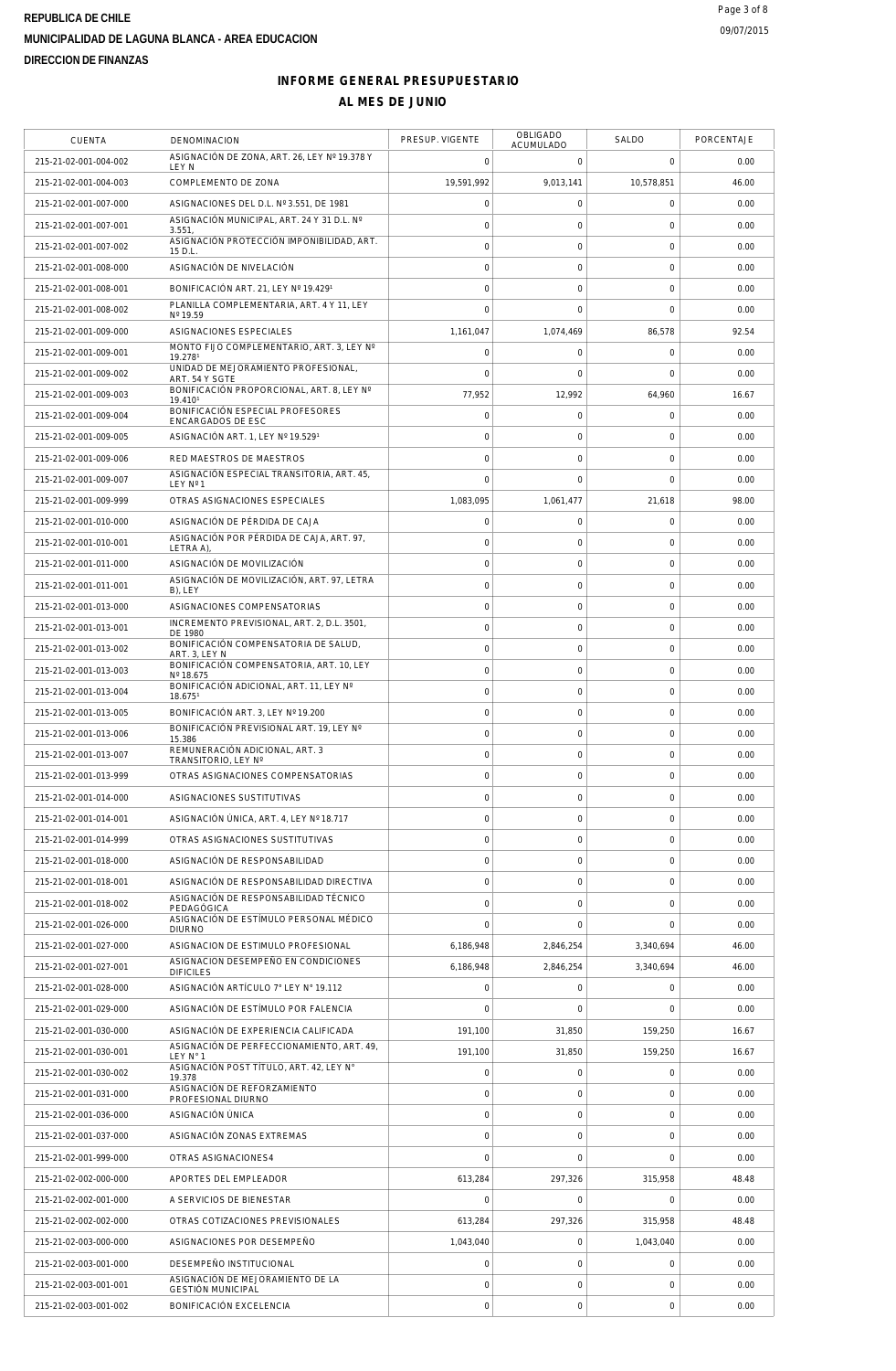REPUBLICA DE CHILE

MUNICIPALIDAD DE LAGUNA BLANCA - AREA EDUCACION

DIRECCION DE FINANZAS

## INFORME GENERAL PRESUPUESTARIO

## AL MES DE JUNIO

| CUENTA | DENOMINACION | PRESUP. VIGENTE | OBLIGADO ACUMULADO | SALDO | PORCENTAJE |
|---|---|---|---|---|---|
| 215-21-02-001-004-002 | ASIGNACIÓN DE ZONA, ART. 26, LEY Nº 19.378 Y LEY N | 0 | 0 | 0 | 0.00 |
| 215-21-02-001-004-003 | COMPLEMENTO DE ZONA | 19,591,992 | 9,013,141 | 10,578,851 | 46.00 |
| 215-21-02-001-007-000 | ASIGNACIONES DEL D.L. Nº 3.551, DE 1981 | 0 | 0 | 0 | 0.00 |
| 215-21-02-001-007-001 | ASIGNACIÓN MUNICIPAL, ART. 24 Y 31 D.L. Nº 3.551, | 0 | 0 | 0 | 0.00 |
| 215-21-02-001-007-002 | ASIGNACIÓN PROTECCIÓN IMPONIBILIDAD, ART. 15 D.L. | 0 | 0 | 0 | 0.00 |
| 215-21-02-001-008-000 | ASIGNACIÓN DE NIVELACIÓN | 0 | 0 | 0 | 0.00 |
| 215-21-02-001-008-001 | BONIFICACIÓN ART. 21, LEY Nº 19.429¹ | 0 | 0 | 0 | 0.00 |
| 215-21-02-001-008-002 | PLANILLA COMPLEMENTARIA, ART. 4 Y 11, LEY Nº 19.59 | 0 | 0 | 0 | 0.00 |
| 215-21-02-001-009-000 | ASIGNACIONES ESPECIALES | 1,161,047 | 1,074,469 | 86,578 | 92.54 |
| 215-21-02-001-009-001 | MONTO FIJO COMPLEMENTARIO, ART. 3, LEY Nº 19.278¹ | 0 | 0 | 0 | 0.00 |
| 215-21-02-001-009-002 | UNIDAD DE MEJORAMIENTO PROFESIONAL, ART. 54 Y SGTE | 0 | 0 | 0 | 0.00 |
| 215-21-02-001-009-003 | BONIFICACIÓN PROPORCIONAL, ART. 8, LEY Nº 19.410¹ | 77,952 | 12,992 | 64,960 | 16.67 |
| 215-21-02-001-009-004 | BONIFICACIÓN ESPECIAL PROFESORES ENCARGADOS DE ESC | 0 | 0 | 0 | 0.00 |
| 215-21-02-001-009-005 | ASIGNACIÓN ART. 1, LEY Nº 19.529¹ | 0 | 0 | 0 | 0.00 |
| 215-21-02-001-009-006 | RED MAESTROS DE MAESTROS | 0 | 0 | 0 | 0.00 |
| 215-21-02-001-009-007 | ASIGNACIÓN ESPECIAL TRANSITORIA, ART. 45, LEY Nº 1 | 0 | 0 | 0 | 0.00 |
| 215-21-02-001-009-999 | OTRAS ASIGNACIONES ESPECIALES | 1,083,095 | 1,061,477 | 21,618 | 98.00 |
| 215-21-02-001-010-000 | ASIGNACIÓN DE PÉRDIDA DE CAJA | 0 | 0 | 0 | 0.00 |
| 215-21-02-001-010-001 | ASIGNACIÓN POR PÉRDIDA DE CAJA, ART. 97, LETRA A), | 0 | 0 | 0 | 0.00 |
| 215-21-02-001-011-000 | ASIGNACIÓN DE MOVILIZACIÓN | 0 | 0 | 0 | 0.00 |
| 215-21-02-001-011-001 | ASIGNACIÓN DE MOVILIZACIÓN, ART. 97, LETRA B), LEY | 0 | 0 | 0 | 0.00 |
| 215-21-02-001-013-000 | ASIGNACIONES COMPENSATORIAS | 0 | 0 | 0 | 0.00 |
| 215-21-02-001-013-001 | INCREMENTO PREVISIONAL, ART. 2, D.L. 3501, DE 1980 | 0 | 0 | 0 | 0.00 |
| 215-21-02-001-013-002 | BONIFICACIÓN COMPENSATORIA DE SALUD, ART. 3, LEY N | 0 | 0 | 0 | 0.00 |
| 215-21-02-001-013-003 | BONIFICACIÓN COMPENSATORIA, ART. 10, LEY Nº 18.675 | 0 | 0 | 0 | 0.00 |
| 215-21-02-001-013-004 | BONIFICACIÓN ADICIONAL, ART. 11, LEY Nº 18.675¹ | 0 | 0 | 0 | 0.00 |
| 215-21-02-001-013-005 | BONIFICACIÓN ART. 3, LEY Nº 19.200 | 0 | 0 | 0 | 0.00 |
| 215-21-02-001-013-006 | BONIFICACIÓN PREVISIONAL ART. 19, LEY Nº 15.386 | 0 | 0 | 0 | 0.00 |
| 215-21-02-001-013-007 | REMUNERACIÓN ADICIONAL, ART. 3 TRANSITORIO, LEY Nº | 0 | 0 | 0 | 0.00 |
| 215-21-02-001-013-999 | OTRAS ASIGNACIONES COMPENSATORIAS | 0 | 0 | 0 | 0.00 |
| 215-21-02-001-014-000 | ASIGNACIONES SUSTITUTIVAS | 0 | 0 | 0 | 0.00 |
| 215-21-02-001-014-001 | ASIGNACIÓN ÚNICA, ART. 4, LEY Nº 18.717 | 0 | 0 | 0 | 0.00 |
| 215-21-02-001-014-999 | OTRAS ASIGNACIONES SUSTITUTIVAS | 0 | 0 | 0 | 0.00 |
| 215-21-02-001-018-000 | ASIGNACIÓN DE RESPONSABILIDAD | 0 | 0 | 0 | 0.00 |
| 215-21-02-001-018-001 | ASIGNACIÓN DE RESPONSABILIDAD DIRECTIVA | 0 | 0 | 0 | 0.00 |
| 215-21-02-001-018-002 | ASIGNACIÓN DE RESPONSABILIDAD TÉCNICO PEDAGÓGICA | 0 | 0 | 0 | 0.00 |
| 215-21-02-001-026-000 | ASIGNACIÓN DE ESTÍMULO PERSONAL MÉDICO DIURNO | 0 | 0 | 0 | 0.00 |
| 215-21-02-001-027-000 | ASIGNACION DE ESTIMULO PROFESIONAL | 6,186,948 | 2,846,254 | 3,340,694 | 46.00 |
| 215-21-02-001-027-001 | ASIGNACION DESEMPEÑO EN CONDICIONES DIFICILES | 6,186,948 | 2,846,254 | 3,340,694 | 46.00 |
| 215-21-02-001-028-000 | ASIGNACIÓN ARTÍCULO 7° LEY N° 19.112 | 0 | 0 | 0 | 0.00 |
| 215-21-02-001-029-000 | ASIGNACIÓN DE ESTÍMULO POR FALENCIA | 0 | 0 | 0 | 0.00 |
| 215-21-02-001-030-000 | ASIGNACIÓN DE EXPERIENCIA CALIFICADA | 191,100 | 31,850 | 159,250 | 16.67 |
| 215-21-02-001-030-001 | ASIGNACIÓN DE PERFECCIONAMIENTO, ART. 49, LEY N° 1 | 191,100 | 31,850 | 159,250 | 16.67 |
| 215-21-02-001-030-002 | ASIGNACIÓN POST TÍTULO, ART. 42, LEY N° 19.378 | 0 | 0 | 0 | 0.00 |
| 215-21-02-001-031-000 | ASIGNACIÓN DE REFORZAMIENTO PROFESIONAL DIURNO | 0 | 0 | 0 | 0.00 |
| 215-21-02-001-036-000 | ASIGNACIÓN ÚNICA | 0 | 0 | 0 | 0.00 |
| 215-21-02-001-037-000 | ASIGNACIÓN ZONAS EXTREMAS | 0 | 0 | 0 | 0.00 |
| 215-21-02-001-999-000 | OTRAS ASIGNACIONES4 | 0 | 0 | 0 | 0.00 |
| 215-21-02-002-000-000 | APORTES DEL EMPLEADOR | 613,284 | 297,326 | 315,958 | 48.48 |
| 215-21-02-002-001-000 | A SERVICIOS DE BIENESTAR | 0 | 0 | 0 | 0.00 |
| 215-21-02-002-002-000 | OTRAS COTIZACIONES PREVISIONALES | 613,284 | 297,326 | 315,958 | 48.48 |
| 215-21-02-003-000-000 | ASIGNACIONES POR DESEMPEÑO | 1,043,040 | 0 | 1,043,040 | 0.00 |
| 215-21-02-003-001-000 | DESEMPEÑO INSTITUCIONAL | 0 | 0 | 0 | 0.00 |
| 215-21-02-003-001-001 | ASIGNACIÓN DE MEJORAMIENTO DE LA GESTIÓN MUNICIPAL | 0 | 0 | 0 | 0.00 |
| 215-21-02-003-001-002 | BONIFICACIÓN EXCELENCIA | 0 | 0 | 0 | 0.00 |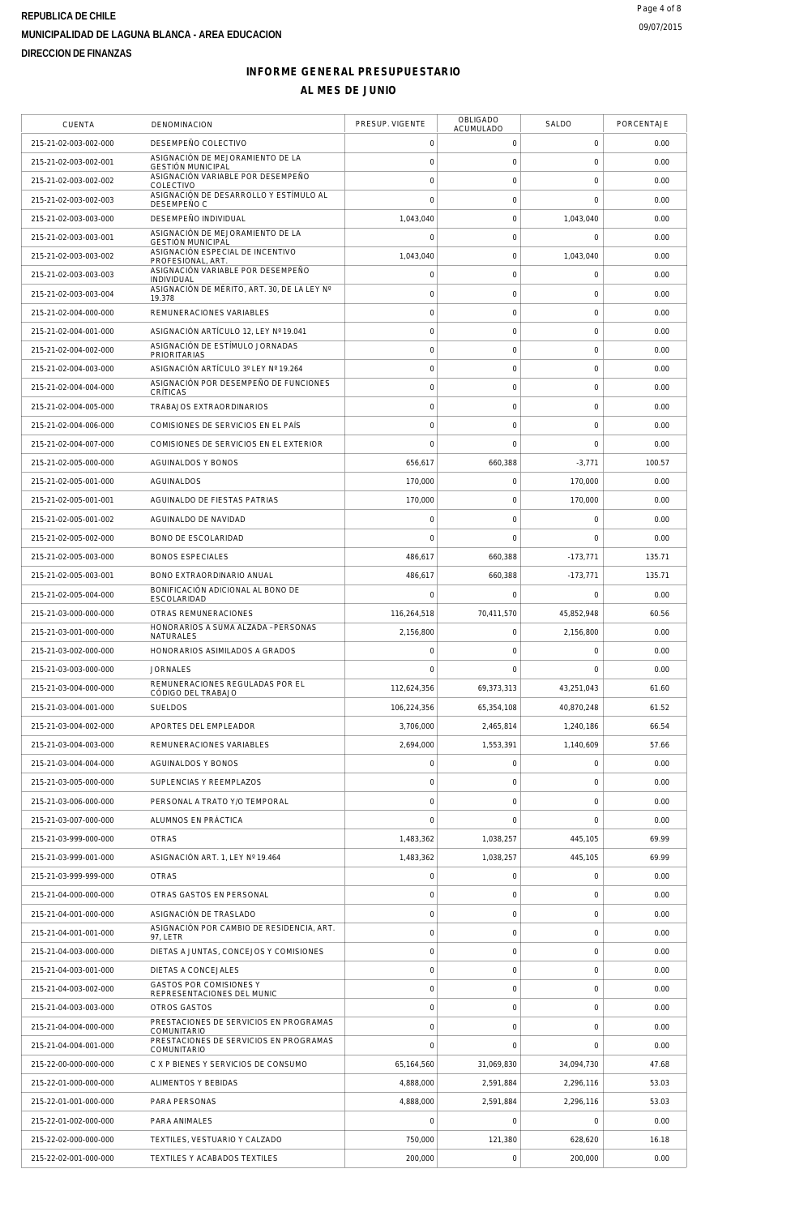REPUBLICA DE CHILE

MUNICIPALIDAD DE LAGUNA BLANCA - AREA EDUCACION

DIRECCION DE FINANZAS

09/07/2015

## INFORME GENERAL PRESUPUESTARIO

## AL MES DE JUNIO

| CUENTA | DENOMINACION | PRESUP. VIGENTE | OBLIGADO ACUMULADO | SALDO | PORCENTAJE |
|---|---|---|---|---|---|
| 215-21-02-003-002-000 | DESEMPEÑO COLECTIVO | 0 | 0 | 0 | 0.00 |
| 215-21-02-003-002-001 | ASIGNACIÓN DE MEJORAMIENTO DE LA GESTIÓN MUNICIPAL | 0 | 0 | 0 | 0.00 |
| 215-21-02-003-002-002 | ASIGNACIÓN VARIABLE POR DESEMPEÑO COLECTIVO | 0 | 0 | 0 | 0.00 |
| 215-21-02-003-002-003 | ASIGNACIÓN DE DESARROLLO Y ESTÍMULO AL DESEMPEÑO C | 0 | 0 | 0 | 0.00 |
| 215-21-02-003-003-000 | DESEMPEÑO INDIVIDUAL | 1,043,040 | 0 | 1,043,040 | 0.00 |
| 215-21-02-003-003-001 | ASIGNACIÓN DE MEJORAMIENTO DE LA GESTIÓN MUNICIPAL | 0 | 0 | 0 | 0.00 |
| 215-21-02-003-003-002 | ASIGNACIÓN ESPECIAL DE INCENTIVO PROFESIONAL, ART. | 1,043,040 | 0 | 1,043,040 | 0.00 |
| 215-21-02-003-003-003 | ASIGNACIÓN VARIABLE POR DESEMPEÑO INDIVIDUAL | 0 | 0 | 0 | 0.00 |
| 215-21-02-003-003-004 | ASIGNACIÓN DE MÉRITO, ART. 30, DE LA LEY Nº 19.378 | 0 | 0 | 0 | 0.00 |
| 215-21-02-004-000-000 | REMUNERACIONES VARIABLES | 0 | 0 | 0 | 0.00 |
| 215-21-02-004-001-000 | ASIGNACIÓN ARTÍCULO 12, LEY Nº 19.041 | 0 | 0 | 0 | 0.00 |
| 215-21-02-004-002-000 | ASIGNACIÓN DE ESTÍMULO JORNADAS PRIORITARIAS | 0 | 0 | 0 | 0.00 |
| 215-21-02-004-003-000 | ASIGNACIÓN ARTÍCULO 3º LEY Nº 19.264 | 0 | 0 | 0 | 0.00 |
| 215-21-02-004-004-000 | ASIGNACIÓN POR DESEMPEÑO DE FUNCIONES CRÍTICAS | 0 | 0 | 0 | 0.00 |
| 215-21-02-004-005-000 | TRABAJOS EXTRAORDINARIOS | 0 | 0 | 0 | 0.00 |
| 215-21-02-004-006-000 | COMISIONES DE SERVICIOS EN EL PAÍS | 0 | 0 | 0 | 0.00 |
| 215-21-02-004-007-000 | COMISIONES DE SERVICIOS EN EL EXTERIOR | 0 | 0 | 0 | 0.00 |
| 215-21-02-005-000-000 | AGUINALDOS Y BONOS | 656,617 | 660,388 | -3,771 | 100.57 |
| 215-21-02-005-001-000 | AGUINALDOS | 170,000 | 0 | 170,000 | 0.00 |
| 215-21-02-005-001-001 | AGUINALDO DE FIESTAS PATRIAS | 170,000 | 0 | 170,000 | 0.00 |
| 215-21-02-005-001-002 | AGUINALDO DE NAVIDAD | 0 | 0 | 0 | 0.00 |
| 215-21-02-005-002-000 | BONO DE ESCOLARIDAD | 0 | 0 | 0 | 0.00 |
| 215-21-02-005-003-000 | BONOS ESPECIALES | 486,617 | 660,388 | -173,771 | 135.71 |
| 215-21-02-005-003-001 | BONO EXTRAORDINARIO ANUAL | 486,617 | 660,388 | -173,771 | 135.71 |
| 215-21-02-005-004-000 | BONIFICACIÓN ADICIONAL AL BONO DE ESCOLARIDAD | 0 | 0 | 0 | 0.00 |
| 215-21-03-000-000-000 | OTRAS REMUNERACIONES | 116,264,518 | 70,411,570 | 45,852,948 | 60.56 |
| 215-21-03-001-000-000 | HONORARIOS A SUMA ALZADA - PERSONAS NATURALES | 2,156,800 | 0 | 2,156,800 | 0.00 |
| 215-21-03-002-000-000 | HONORARIOS ASIMILADOS A GRADOS | 0 | 0 | 0 | 0.00 |
| 215-21-03-003-000-000 | JORNALES | 0 | 0 | 0 | 0.00 |
| 215-21-03-004-000-000 | REMUNERACIONES REGULADAS POR EL CÓDIGO DEL TRABAJO | 112,624,356 | 69,373,313 | 43,251,043 | 61.60 |
| 215-21-03-004-001-000 | SUELDOS | 106,224,356 | 65,354,108 | 40,870,248 | 61.52 |
| 215-21-03-004-002-000 | APORTES DEL EMPLEADOR | 3,706,000 | 2,465,814 | 1,240,186 | 66.54 |
| 215-21-03-004-003-000 | REMUNERACIONES VARIABLES | 2,694,000 | 1,553,391 | 1,140,609 | 57.66 |
| 215-21-03-004-004-000 | AGUINALDOS Y BONOS | 0 | 0 | 0 | 0.00 |
| 215-21-03-005-000-000 | SUPLENCIAS Y REEMPLAZOS | 0 | 0 | 0 | 0.00 |
| 215-21-03-006-000-000 | PERSONAL A TRATO Y/O TEMPORAL | 0 | 0 | 0 | 0.00 |
| 215-21-03-007-000-000 | ALUMNOS EN PRÁCTICA | 0 | 0 | 0 | 0.00 |
| 215-21-03-999-000-000 | OTRAS | 1,483,362 | 1,038,257 | 445,105 | 69.99 |
| 215-21-03-999-001-000 | ASIGNACIÓN ART. 1, LEY Nº 19.464 | 1,483,362 | 1,038,257 | 445,105 | 69.99 |
| 215-21-03-999-999-000 | OTRAS | 0 | 0 | 0 | 0.00 |
| 215-21-04-000-000-000 | OTRAS GASTOS EN PERSONAL | 0 | 0 | 0 | 0.00 |
| 215-21-04-001-000-000 | ASIGNACIÓN DE TRASLADO | 0 | 0 | 0 | 0.00 |
| 215-21-04-001-001-000 | ASIGNACIÓN POR CAMBIO DE RESIDENCIA, ART. 97, LETR | 0 | 0 | 0 | 0.00 |
| 215-21-04-003-000-000 | DIETAS A JUNTAS, CONCEJOS Y COMISIONES | 0 | 0 | 0 | 0.00 |
| 215-21-04-003-001-000 | DIETAS A CONCEJALES | 0 | 0 | 0 | 0.00 |
| 215-21-04-003-002-000 | GASTOS POR COMISIONES Y REPRESENTACIONES DEL MUNIC | 0 | 0 | 0 | 0.00 |
| 215-21-04-003-003-000 | OTROS GASTOS | 0 | 0 | 0 | 0.00 |
| 215-21-04-004-000-000 | PRESTACIONES DE SERVICIOS EN PROGRAMAS COMUNITARIO | 0 | 0 | 0 | 0.00 |
| 215-21-04-004-001-000 | PRESTACIONES DE SERVICIOS EN PROGRAMAS COMUNITARIO | 0 | 0 | 0 | 0.00 |
| 215-22-00-000-000-000 | C X P BIENES Y SERVICIOS DE CONSUMO | 65,164,560 | 31,069,830 | 34,094,730 | 47.68 |
| 215-22-01-000-000-000 | ALIMENTOS Y BEBIDAS | 4,888,000 | 2,591,884 | 2,296,116 | 53.03 |
| 215-22-01-001-000-000 | PARA PERSONAS | 4,888,000 | 2,591,884 | 2,296,116 | 53.03 |
| 215-22-01-002-000-000 | PARA ANIMALES | 0 | 0 | 0 | 0.00 |
| 215-22-02-000-000-000 | TEXTILES, VESTUARIO Y CALZADO | 750,000 | 121,380 | 628,620 | 16.18 |
| 215-22-02-001-000-000 | TEXTILES Y ACABADOS TEXTILES | 200,000 | 0 | 200,000 | 0.00 |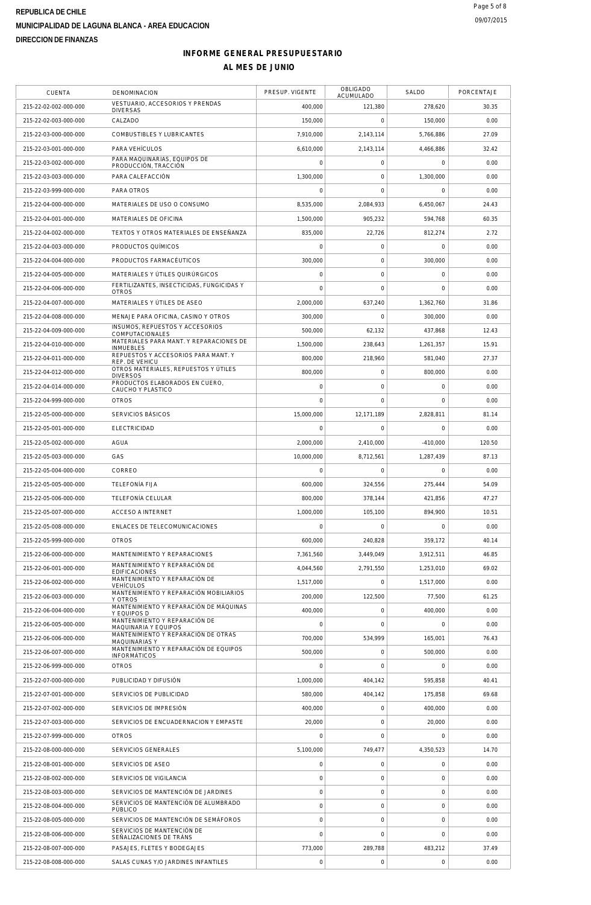**REPUBLICA DE CHILE**

**MUNICIPALIDAD DE LAGUNA BLANCA - AREA EDUCACION**

**DIRECCION DE FINANZAS**

09/07/2015

## INFORME GENERAL PRESUPUESTARIO

## AL MES DE JUNIO

| CUENTA | DENOMINACION | PRESUP. VIGENTE | OBLIGADO ACUMULADO | SALDO | PORCENTAJE |
|---|---|---|---|---|---|
| 215-22-02-002-000-000 | VESTUARIO, ACCESORIOS Y PRENDAS DIVERSAS | 400,000 | 121,380 | 278,620 | 30.35 |
| 215-22-02-003-000-000 | CALZADO | 150,000 | 0 | 150,000 | 0.00 |
| 215-22-03-000-000-000 | COMBUSTIBLES Y LUBRICANTES | 7,910,000 | 2,143,114 | 5,766,886 | 27.09 |
| 215-22-03-001-000-000 | PARA VEHÍCULOS | 6,610,000 | 2,143,114 | 4,466,886 | 32.42 |
| 215-22-03-002-000-000 | PARA MAQUINARIAS, EQUIPOS DE PRODUCCIÓN, TRACCIÓN | 0 | 0 | 0 | 0.00 |
| 215-22-03-003-000-000 | PARA CALEFACCIÓN | 1,300,000 | 0 | 1,300,000 | 0.00 |
| 215-22-03-999-000-000 | PARA OTROS | 0 | 0 | 0 | 0.00 |
| 215-22-04-000-000-000 | MATERIALES DE USO O CONSUMO | 8,535,000 | 2,084,933 | 6,450,067 | 24.43 |
| 215-22-04-001-000-000 | MATERIALES DE OFICINA | 1,500,000 | 905,232 | 594,768 | 60.35 |
| 215-22-04-002-000-000 | TEXTOS Y OTROS MATERIALES DE ENSEÑANZA | 835,000 | 22,726 | 812,274 | 2.72 |
| 215-22-04-003-000-000 | PRODUCTOS QUÍMICOS | 0 | 0 | 0 | 0.00 |
| 215-22-04-004-000-000 | PRODUCTOS FARMACÉUTICOS | 300,000 | 0 | 300,000 | 0.00 |
| 215-22-04-005-000-000 | MATERIALES Y ÚTILES QUIRÚRGICOS | 0 | 0 | 0 | 0.00 |
| 215-22-04-006-000-000 | FERTILIZANTES, INSECTICIDAS, FUNGICIDAS Y OTROS | 0 | 0 | 0 | 0.00 |
| 215-22-04-007-000-000 | MATERIALES Y ÚTILES DE ASEO | 2,000,000 | 637,240 | 1,362,760 | 31.86 |
| 215-22-04-008-000-000 | MENAJE PARA OFICINA, CASINO Y OTROS | 300,000 | 0 | 300,000 | 0.00 |
| 215-22-04-009-000-000 | INSUMOS, REPUESTOS Y ACCESORIOS COMPUTACIONALES | 500,000 | 62,132 | 437,868 | 12.43 |
| 215-22-04-010-000-000 | MATERIALES PARA MANT. Y REPARACIONES DE INMUEBLES | 1,500,000 | 238,643 | 1,261,357 | 15.91 |
| 215-22-04-011-000-000 | REPUESTOS Y ACCESORIOS PARA MANT. Y REP. DE VEHICU | 800,000 | 218,960 | 581,040 | 27.37 |
| 215-22-04-012-000-000 | OTROS MATERIALES, REPUESTOS Y ÚTILES DIVERSOS | 800,000 | 0 | 800,000 | 0.00 |
| 215-22-04-014-000-000 | PRODUCTOS ELABORADOS EN CUERO, CAUCHO Y PLASTICO | 0 | 0 | 0 | 0.00 |
| 215-22-04-999-000-000 | OTROS | 0 | 0 | 0 | 0.00 |
| 215-22-05-000-000-000 | SERVICIOS BÁSICOS | 15,000,000 | 12,171,189 | 2,828,811 | 81.14 |
| 215-22-05-001-000-000 | ELECTRICIDAD | 0 | 0 | 0 | 0.00 |
| 215-22-05-002-000-000 | AGUA | 2,000,000 | 2,410,000 | -410,000 | 120.50 |
| 215-22-05-003-000-000 | GAS | 10,000,000 | 8,712,561 | 1,287,439 | 87.13 |
| 215-22-05-004-000-000 | CORREO | 0 | 0 | 0 | 0.00 |
| 215-22-05-005-000-000 | TELEFONÍA FIJA | 600,000 | 324,556 | 275,444 | 54.09 |
| 215-22-05-006-000-000 | TELEFONÍA CELULAR | 800,000 | 378,144 | 421,856 | 47.27 |
| 215-22-05-007-000-000 | ACCESO A INTERNET | 1,000,000 | 105,100 | 894,900 | 10.51 |
| 215-22-05-008-000-000 | ENLACES DE TELECOMUNICACIONES | 0 | 0 | 0 | 0.00 |
| 215-22-05-999-000-000 | OTROS | 600,000 | 240,828 | 359,172 | 40.14 |
| 215-22-06-000-000-000 | MANTENIMIENTO Y REPARACIONES | 7,361,560 | 3,449,049 | 3,912,511 | 46.85 |
| 215-22-06-001-000-000 | MANTENIMIENTO Y REPARACIÓN DE EDIFICACIONES | 4,044,560 | 2,791,550 | 1,253,010 | 69.02 |
| 215-22-06-002-000-000 | MANTENIMIENTO Y REPARACIÓN DE VEHÍCULOS | 1,517,000 | 0 | 1,517,000 | 0.00 |
| 215-22-06-003-000-000 | MANTENIMIENTO Y REPARACIÓN MOBILIARIOS Y OTROS | 200,000 | 122,500 | 77,500 | 61.25 |
| 215-22-06-004-000-000 | MANTENIMIENTO Y REPARACIÓN DE MÁQUINAS Y EQUIPOS D | 400,000 | 0 | 400,000 | 0.00 |
| 215-22-06-005-000-000 | MANTENIMIENTO Y REPARACIÓN DE MAQUINARIA Y EQUIPOS | 0 | 0 | 0 | 0.00 |
| 215-22-06-006-000-000 | MANTENIMIENTO Y REPARACIÓN DE OTRAS MAQUINARIAS Y | 700,000 | 534,999 | 165,001 | 76.43 |
| 215-22-06-007-000-000 | MANTENIMIENTO Y REPARACIÓN DE EQUIPOS INFORMÁTICOS | 500,000 | 0 | 500,000 | 0.00 |
| 215-22-06-999-000-000 | OTROS | 0 | 0 | 0 | 0.00 |
| 215-22-07-000-000-000 | PUBLICIDAD Y DIFUSIÓN | 1,000,000 | 404,142 | 595,858 | 40.41 |
| 215-22-07-001-000-000 | SERVICIOS DE PUBLICIDAD | 580,000 | 404,142 | 175,858 | 69.68 |
| 215-22-07-002-000-000 | SERVICIOS DE IMPRESIÓN | 400,000 | 0 | 400,000 | 0.00 |
| 215-22-07-003-000-000 | SERVICIOS DE ENCUADERNACION Y EMPASTE | 20,000 | 0 | 20,000 | 0.00 |
| 215-22-07-999-000-000 | OTROS | 0 | 0 | 0 | 0.00 |
| 215-22-08-000-000-000 | SERVICIOS GENERALES | 5,100,000 | 749,477 | 4,350,523 | 14.70 |
| 215-22-08-001-000-000 | SERVICIOS DE ASEO | 0 | 0 | 0 | 0.00 |
| 215-22-08-002-000-000 | SERVICIOS DE VIGILANCIA | 0 | 0 | 0 | 0.00 |
| 215-22-08-003-000-000 | SERVICIOS DE MANTENCIÓN DE JARDINES | 0 | 0 | 0 | 0.00 |
| 215-22-08-004-000-000 | SERVICIOS DE MANTENCIÓN DE ALUMBRADO PÚBLICO | 0 | 0 | 0 | 0.00 |
| 215-22-08-005-000-000 | SERVICIOS DE MANTENCIÓN DE SEMÁFOROS | 0 | 0 | 0 | 0.00 |
| 215-22-08-006-000-000 | SERVICIOS DE MANTENCIÓN DE SEÑALIZACIONES DE TRÁNS | 0 | 0 | 0 | 0.00 |
| 215-22-08-007-000-000 | PASAJES, FLETES Y BODEGAJES | 773,000 | 289,788 | 483,212 | 37.49 |
| 215-22-08-008-000-000 | SALAS CUNAS Y/O JARDINES INFANTILES | 0 | 0 | 0 | 0.00 |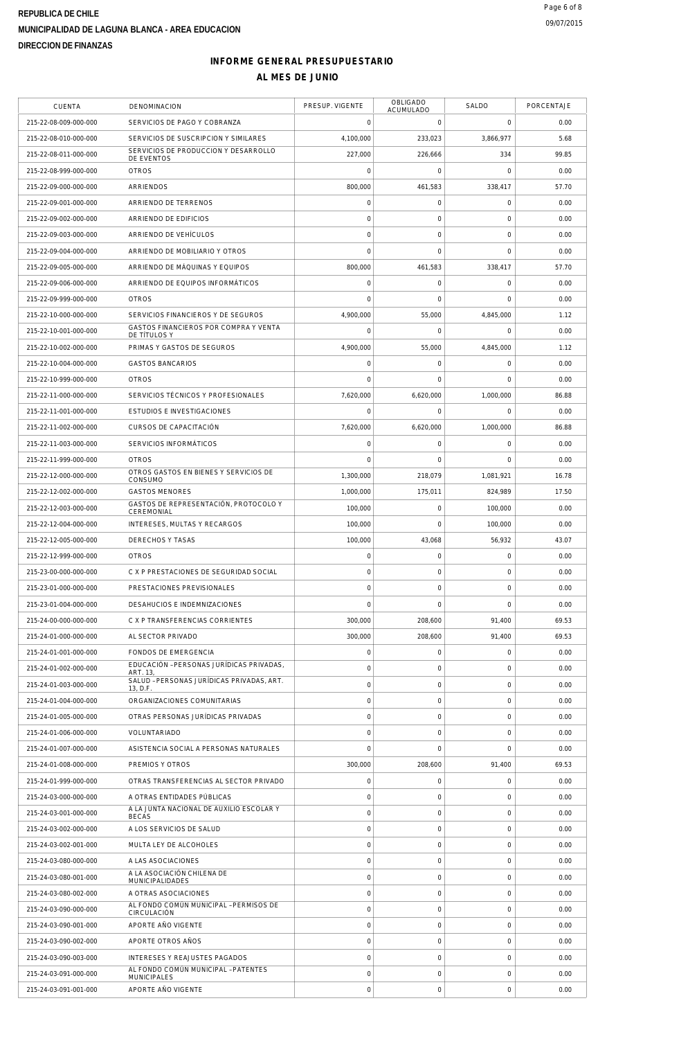**REPUBLICA DE CHILE**
**MUNICIPALIDAD DE LAGUNA BLANCA - AREA EDUCACION**
**DIRECCION DE FINANZAS**

## INFORME GENERAL PRESUPUESTARIO
## AL MES DE JUNIO

| CUENTA | DENOMINACION | PRESUP. VIGENTE | OBLIGADO ACUMULADO | SALDO | PORCENTAJE |
|---|---|---|---|---|---|
| 215-22-08-009-000-000 | SERVICIOS DE PAGO Y COBRANZA | 0 | 0 | 0 | 0.00 |
| 215-22-08-010-000-000 | SERVICIOS DE SUSCRIPCION Y SIMILARES | 4,100,000 | 233,023 | 3,866,977 | 5.68 |
| 215-22-08-011-000-000 | SERVICIOS DE PRODUCCION Y DESARROLLO DE EVENTOS | 227,000 | 226,666 | 334 | 99.85 |
| 215-22-08-999-000-000 | OTROS | 0 | 0 | 0 | 0.00 |
| 215-22-09-000-000-000 | ARRIENDOS | 800,000 | 461,583 | 338,417 | 57.70 |
| 215-22-09-001-000-000 | ARRIENDO DE TERRENOS | 0 | 0 | 0 | 0.00 |
| 215-22-09-002-000-000 | ARRIENDO DE EDIFICIOS | 0 | 0 | 0 | 0.00 |
| 215-22-09-003-000-000 | ARRIENDO DE VEHÍCULOS | 0 | 0 | 0 | 0.00 |
| 215-22-09-004-000-000 | ARRIENDO DE MOBILIARIO Y OTROS | 0 | 0 | 0 | 0.00 |
| 215-22-09-005-000-000 | ARRIENDO DE MÁQUINAS Y EQUIPOS | 800,000 | 461,583 | 338,417 | 57.70 |
| 215-22-09-006-000-000 | ARRIENDO DE EQUIPOS INFORMÁTICOS | 0 | 0 | 0 | 0.00 |
| 215-22-09-999-000-000 | OTROS | 0 | 0 | 0 | 0.00 |
| 215-22-10-000-000-000 | SERVICIOS FINANCIEROS Y DE SEGUROS | 4,900,000 | 55,000 | 4,845,000 | 1.12 |
| 215-22-10-001-000-000 | GASTOS FINANCIEROS POR COMPRA Y VENTA DE TÍTULOS Y | 0 | 0 | 0 | 0.00 |
| 215-22-10-002-000-000 | PRIMAS Y GASTOS DE SEGUROS | 4,900,000 | 55,000 | 4,845,000 | 1.12 |
| 215-22-10-004-000-000 | GASTOS BANCARIOS | 0 | 0 | 0 | 0.00 |
| 215-22-10-999-000-000 | OTROS | 0 | 0 | 0 | 0.00 |
| 215-22-11-000-000-000 | SERVICIOS TÉCNICOS Y PROFESIONALES | 7,620,000 | 6,620,000 | 1,000,000 | 86.88 |
| 215-22-11-001-000-000 | ESTUDIOS E INVESTIGACIONES | 0 | 0 | 0 | 0.00 |
| 215-22-11-002-000-000 | CURSOS DE CAPACITACIÓN | 7,620,000 | 6,620,000 | 1,000,000 | 86.88 |
| 215-22-11-003-000-000 | SERVICIOS INFORMÁTICOS | 0 | 0 | 0 | 0.00 |
| 215-22-11-999-000-000 | OTROS | 0 | 0 | 0 | 0.00 |
| 215-22-12-000-000-000 | OTROS GASTOS EN BIENES Y SERVICIOS DE CONSUMO | 1,300,000 | 218,079 | 1,081,921 | 16.78 |
| 215-22-12-002-000-000 | GASTOS MENORES | 1,000,000 | 175,011 | 824,989 | 17.50 |
| 215-22-12-003-000-000 | GASTOS DE REPRESENTACIÓN, PROTOCOLO Y CEREMONIAL | 100,000 | 0 | 100,000 | 0.00 |
| 215-22-12-004-000-000 | INTERESES, MULTAS Y RECARGOS | 100,000 | 0 | 100,000 | 0.00 |
| 215-22-12-005-000-000 | DERECHOS Y TASAS | 100,000 | 43,068 | 56,932 | 43.07 |
| 215-22-12-999-000-000 | OTROS | 0 | 0 | 0 | 0.00 |
| 215-23-00-000-000-000 | C X P PRESTACIONES DE SEGURIDAD SOCIAL | 0 | 0 | 0 | 0.00 |
| 215-23-01-000-000-000 | PRESTACIONES PREVISIONALES | 0 | 0 | 0 | 0.00 |
| 215-23-01-004-000-000 | DESAHUCIOS E INDEMNIZACIONES | 0 | 0 | 0 | 0.00 |
| 215-24-00-000-000-000 | C X P TRANSFERENCIAS CORRIENTES | 300,000 | 208,600 | 91,400 | 69.53 |
| 215-24-01-000-000-000 | AL SECTOR PRIVADO | 300,000 | 208,600 | 91,400 | 69.53 |
| 215-24-01-001-000-000 | FONDOS DE EMERGENCIA | 0 | 0 | 0 | 0.00 |
| 215-24-01-002-000-000 | EDUCACIÓN -PERSONAS JURÍDICAS PRIVADAS, ART. 13, | 0 | 0 | 0 | 0.00 |
| 215-24-01-003-000-000 | SALUD -PERSONAS JURÍDICAS PRIVADAS, ART. 13, D.F. | 0 | 0 | 0 | 0.00 |
| 215-24-01-004-000-000 | ORGANIZACIONES COMUNITARIAS | 0 | 0 | 0 | 0.00 |
| 215-24-01-005-000-000 | OTRAS PERSONAS JURÍDICAS PRIVADAS | 0 | 0 | 0 | 0.00 |
| 215-24-01-006-000-000 | VOLUNTARIADO | 0 | 0 | 0 | 0.00 |
| 215-24-01-007-000-000 | ASISTENCIA SOCIAL A PERSONAS NATURALES | 0 | 0 | 0 | 0.00 |
| 215-24-01-008-000-000 | PREMIOS Y OTROS | 300,000 | 208,600 | 91,400 | 69.53 |
| 215-24-01-999-000-000 | OTRAS TRANSFERENCIAS AL SECTOR PRIVADO | 0 | 0 | 0 | 0.00 |
| 215-24-03-000-000-000 | A OTRAS ENTIDADES PÚBLICAS | 0 | 0 | 0 | 0.00 |
| 215-24-03-001-000-000 | A LA JUNTA NACIONAL DE AUXILIO ESCOLAR Y BECAS | 0 | 0 | 0 | 0.00 |
| 215-24-03-002-000-000 | A LOS SERVICIOS DE SALUD | 0 | 0 | 0 | 0.00 |
| 215-24-03-002-001-000 | MULTA LEY DE ALCOHOLES | 0 | 0 | 0 | 0.00 |
| 215-24-03-080-000-000 | A LAS ASOCIACIONES | 0 | 0 | 0 | 0.00 |
| 215-24-03-080-001-000 | A LA ASOCIACIÓN CHILENA DE MUNICIPALIDADES | 0 | 0 | 0 | 0.00 |
| 215-24-03-080-002-000 | A OTRAS ASOCIACIONES | 0 | 0 | 0 | 0.00 |
| 215-24-03-090-000-000 | AL FONDO COMÚN MUNICIPAL -PERMISOS DE CIRCULACIÓN | 0 | 0 | 0 | 0.00 |
| 215-24-03-090-001-000 | APORTE AÑO VIGENTE | 0 | 0 | 0 | 0.00 |
| 215-24-03-090-002-000 | APORTE OTROS AÑOS | 0 | 0 | 0 | 0.00 |
| 215-24-03-090-003-000 | INTERESES Y REAJUSTES PAGADOS | 0 | 0 | 0 | 0.00 |
| 215-24-03-091-000-000 | AL FONDO COMÚN MUNICIPAL -PATENTES MUNICIPALES | 0 | 0 | 0 | 0.00 |
| 215-24-03-091-001-000 | APORTE AÑO VIGENTE | 0 | 0 | 0 | 0.00 |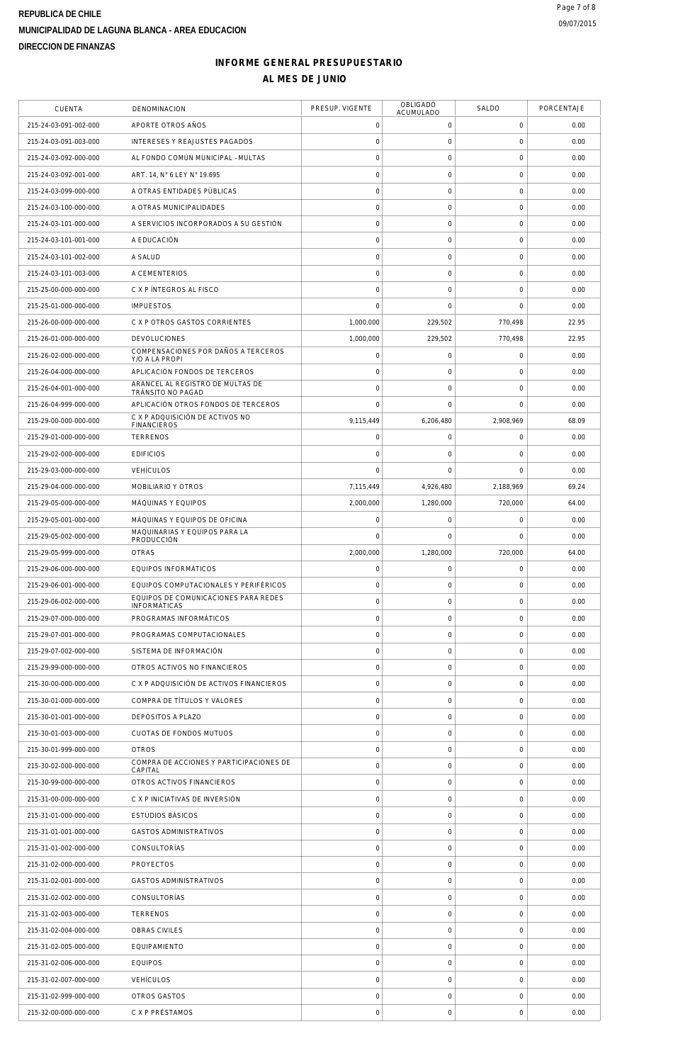REPUBLICA DE CHILE

MUNICIPALIDAD DE LAGUNA BLANCA - AREA EDUCACION

DIRECCION DE FINANZAS

## INFORME GENERAL PRESUPUESTARIO

## AL MES DE JUNIO

| CUENTA | DENOMINACION | PRESUP. VIGENTE | OBLIGADO ACUMULADO | SALDO | PORCENTAJE |
|---|---|---|---|---|---|
| 215-24-03-091-002-000 | APORTE OTROS AÑOS | 0 | 0 | 0 | 0.00 |
| 215-24-03-091-003-000 | INTERESES Y REAJUSTES PAGADOS | 0 | 0 | 0 | 0.00 |
| 215-24-03-092-000-000 | AL FONDO COMÚN MUNICIPAL –MULTAS | 0 | 0 | 0 | 0.00 |
| 215-24-03-092-001-000 | ART. 14, N° 6 LEY N° 19.695 | 0 | 0 | 0 | 0.00 |
| 215-24-03-099-000-000 | A OTRAS ENTIDADES PÚBLICAS | 0 | 0 | 0 | 0.00 |
| 215-24-03-100-000-000 | A OTRAS MUNICIPALIDADES | 0 | 0 | 0 | 0.00 |
| 215-24-03-101-000-000 | A SERVICIOS INCORPORADOS A SU GESTIÓN | 0 | 0 | 0 | 0.00 |
| 215-24-03-101-001-000 | A EDUCACIÓN | 0 | 0 | 0 | 0.00 |
| 215-24-03-101-002-000 | A SALUD | 0 | 0 | 0 | 0.00 |
| 215-24-03-101-003-000 | A CEMENTERIOS | 0 | 0 | 0 | 0.00 |
| 215-25-00-000-000-000 | C X P ÍNTEGROS AL FISCO | 0 | 0 | 0 | 0.00 |
| 215-25-01-000-000-000 | IMPUESTOS | 0 | 0 | 0 | 0.00 |
| 215-26-00-000-000-000 | C X P OTROS GASTOS CORRIENTES | 1,000,000 | 229,502 | 770,498 | 22.95 |
| 215-26-01-000-000-000 | DEVOLUCIONES | 1,000,000 | 229,502 | 770,498 | 22.95 |
| 215-26-02-000-000-000 | COMPENSACIONES POR DAÑOS A TERCEROS Y/O A LA PROPI | 0 | 0 | 0 | 0.00 |
| 215-26-04-000-000-000 | APLICACIÓN FONDOS DE TERCEROS | 0 | 0 | 0 | 0.00 |
| 215-26-04-001-000-000 | ARANCEL AL REGISTRO DE MULTAS DE TRÁNSITO NO PAGAD | 0 | 0 | 0 | 0.00 |
| 215-26-04-999-000-000 | APLICACIÓN OTROS FONDOS DE TERCEROS | 0 | 0 | 0 | 0.00 |
| 215-29-00-000-000-000 | C X P ADQUISICIÓN DE ACTIVOS NO FINANCIEROS | 9,115,449 | 6,206,480 | 2,908,969 | 68.09 |
| 215-29-01-000-000-000 | TERRENOS | 0 | 0 | 0 | 0.00 |
| 215-29-02-000-000-000 | EDIFICIOS | 0 | 0 | 0 | 0.00 |
| 215-29-03-000-000-000 | VEHÍCULOS | 0 | 0 | 0 | 0.00 |
| 215-29-04-000-000-000 | MOBILIARIO Y OTROS | 7,115,449 | 4,926,480 | 2,188,969 | 69.24 |
| 215-29-05-000-000-000 | MÁQUINAS Y EQUIPOS | 2,000,000 | 1,280,000 | 720,000 | 64.00 |
| 215-29-05-001-000-000 | MÁQUINAS Y EQUIPOS DE OFICINA | 0 | 0 | 0 | 0.00 |
| 215-29-05-002-000-000 | MAQUINARIAS Y EQUIPOS PARA LA PRODUCCIÓN | 0 | 0 | 0 | 0.00 |
| 215-29-05-999-000-000 | OTRAS | 2,000,000 | 1,280,000 | 720,000 | 64.00 |
| 215-29-06-000-000-000 | EQUIPOS INFORMÁTICOS | 0 | 0 | 0 | 0.00 |
| 215-29-06-001-000-000 | EQUIPOS COMPUTACIONALES Y PERIFÉRICOS | 0 | 0 | 0 | 0.00 |
| 215-29-06-002-000-000 | EQUIPOS DE COMUNICACIONES PARA REDES INFORMÁTICAS | 0 | 0 | 0 | 0.00 |
| 215-29-07-000-000-000 | PROGRAMAS INFORMÁTICOS | 0 | 0 | 0 | 0.00 |
| 215-29-07-001-000-000 | PROGRAMAS COMPUTACIONALES | 0 | 0 | 0 | 0.00 |
| 215-29-07-002-000-000 | SISTEMA DE INFORMACIÓN | 0 | 0 | 0 | 0.00 |
| 215-29-99-000-000-000 | OTROS ACTIVOS NO FINANCIEROS | 0 | 0 | 0 | 0.00 |
| 215-30-00-000-000-000 | C X P ADQUISICIÓN DE ACTIVOS FINANCIEROS | 0 | 0 | 0 | 0.00 |
| 215-30-01-000-000-000 | COMPRA DE TÍTULOS Y VALORES | 0 | 0 | 0 | 0.00 |
| 215-30-01-001-000-000 | DEPÓSITOS A PLAZO | 0 | 0 | 0 | 0.00 |
| 215-30-01-003-000-000 | CUOTAS DE FONDOS MUTUOS | 0 | 0 | 0 | 0.00 |
| 215-30-01-999-000-000 | OTROS | 0 | 0 | 0 | 0.00 |
| 215-30-02-000-000-000 | COMPRA DE ACCIONES Y PARTICIPACIONES DE CAPITAL | 0 | 0 | 0 | 0.00 |
| 215-30-99-000-000-000 | OTROS ACTIVOS FINANCIEROS | 0 | 0 | 0 | 0.00 |
| 215-31-00-000-000-000 | C X P INICIATIVAS DE INVERSIÓN | 0 | 0 | 0 | 0.00 |
| 215-31-01-000-000-000 | ESTUDIOS BÁSICOS | 0 | 0 | 0 | 0.00 |
| 215-31-01-001-000-000 | GASTOS ADMINISTRATIVOS | 0 | 0 | 0 | 0.00 |
| 215-31-01-002-000-000 | CONSULTORÍAS | 0 | 0 | 0 | 0.00 |
| 215-31-02-000-000-000 | PROYECTOS | 0 | 0 | 0 | 0.00 |
| 215-31-02-001-000-000 | GASTOS ADMINISTRATIVOS | 0 | 0 | 0 | 0.00 |
| 215-31-02-002-000-000 | CONSULTORÍAS | 0 | 0 | 0 | 0.00 |
| 215-31-02-003-000-000 | TERRENOS | 0 | 0 | 0 | 0.00 |
| 215-31-02-004-000-000 | OBRAS CIVILES | 0 | 0 | 0 | 0.00 |
| 215-31-02-005-000-000 | EQUIPAMIENTO | 0 | 0 | 0 | 0.00 |
| 215-31-02-006-000-000 | EQUIPOS | 0 | 0 | 0 | 0.00 |
| 215-31-02-007-000-000 | VEHÍCULOS | 0 | 0 | 0 | 0.00 |
| 215-31-02-999-000-000 | OTROS GASTOS | 0 | 0 | 0 | 0.00 |
| 215-32-00-000-000-000 | C X P PRÉSTAMOS | 0 | 0 | 0 | 0.00 |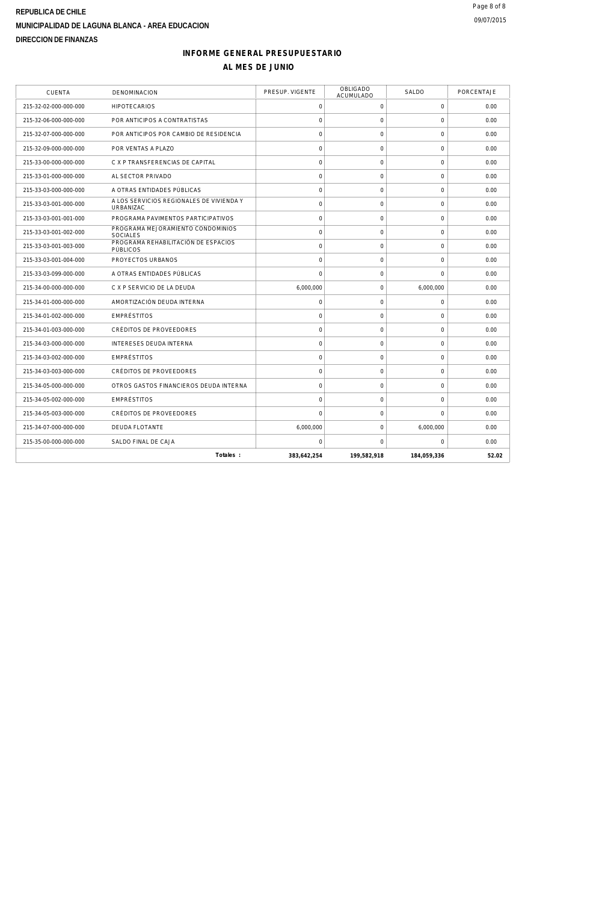REPUBLICA DE CHILE

MUNICIPALIDAD DE LAGUNA BLANCA - AREA EDUCACION

DIRECCION DE FINANZAS

09/07/2015

## INFORME GENERAL PRESUPUESTARIO

## AL MES DE JUNIO

| CUENTA | DENOMINACION | PRESUP. VIGENTE | OBLIGADO ACUMULADO | SALDO | PORCENTAJE |
|---|---|---|---|---|---|
| 215-32-02-000-000-000 | HIPOTECARIOS | 0 | 0 | 0 | 0.00 |
| 215-32-06-000-000-000 | POR ANTICIPOS A CONTRATISTAS | 0 | 0 | 0 | 0.00 |
| 215-32-07-000-000-000 | POR ANTICIPOS POR CAMBIO DE RESIDENCIA | 0 | 0 | 0 | 0.00 |
| 215-32-09-000-000-000 | POR VENTAS A PLAZO | 0 | 0 | 0 | 0.00 |
| 215-33-00-000-000-000 | C X P TRANSFERENCIAS DE CAPITAL | 0 | 0 | 0 | 0.00 |
| 215-33-01-000-000-000 | AL SECTOR PRIVADO | 0 | 0 | 0 | 0.00 |
| 215-33-03-000-000-000 | A OTRAS ENTIDADES PÚBLICAS | 0 | 0 | 0 | 0.00 |
| 215-33-03-001-000-000 | A LOS SERVICIOS REGIONALES DE VIVIENDA Y URBANIZAC | 0 | 0 | 0 | 0.00 |
| 215-33-03-001-001-000 | PROGRAMA PAVIMENTOS PARTICIPATIVOS | 0 | 0 | 0 | 0.00 |
| 215-33-03-001-002-000 | PROGRAMA MEJORAMIENTO CONDOMINIOS SOCIALES | 0 | 0 | 0 | 0.00 |
| 215-33-03-001-003-000 | PROGRAMA REHABILITACIÓN DE ESPACIOS PÚBLICOS | 0 | 0 | 0 | 0.00 |
| 215-33-03-001-004-000 | PROYECTOS URBANOS | 0 | 0 | 0 | 0.00 |
| 215-33-03-099-000-000 | A OTRAS ENTIDADES PÚBLICAS | 0 | 0 | 0 | 0.00 |
| 215-34-00-000-000-000 | C X P SERVICIO DE LA DEUDA | 6,000,000 | 0 | 6,000,000 | 0.00 |
| 215-34-01-000-000-000 | AMORTIZACIÓN DEUDA INTERNA | 0 | 0 | 0 | 0.00 |
| 215-34-01-002-000-000 | EMPRÉSTITOS | 0 | 0 | 0 | 0.00 |
| 215-34-01-003-000-000 | CRÉDITOS DE PROVEEDORES | 0 | 0 | 0 | 0.00 |
| 215-34-03-000-000-000 | INTERESES DEUDA INTERNA | 0 | 0 | 0 | 0.00 |
| 215-34-03-002-000-000 | EMPRÉSTITOS | 0 | 0 | 0 | 0.00 |
| 215-34-03-003-000-000 | CRÉDITOS DE PROVEEDORES | 0 | 0 | 0 | 0.00 |
| 215-34-05-000-000-000 | OTROS GASTOS FINANCIEROS DEUDA INTERNA | 0 | 0 | 0 | 0.00 |
| 215-34-05-002-000-000 | EMPRÉSTITOS | 0 | 0 | 0 | 0.00 |
| 215-34-05-003-000-000 | CRÉDITOS DE PROVEEDORES | 0 | 0 | 0 | 0.00 |
| 215-34-07-000-000-000 | DEUDA FLOTANTE | 6,000,000 | 0 | 6,000,000 | 0.00 |
| 215-35-00-000-000-000 | SALDO FINAL DE CAJA | 0 | 0 | 0 | 0.00 |
| | **Totales :** | **383,642,254** | **199,582,918** | **184,059,336** | **52.02** |